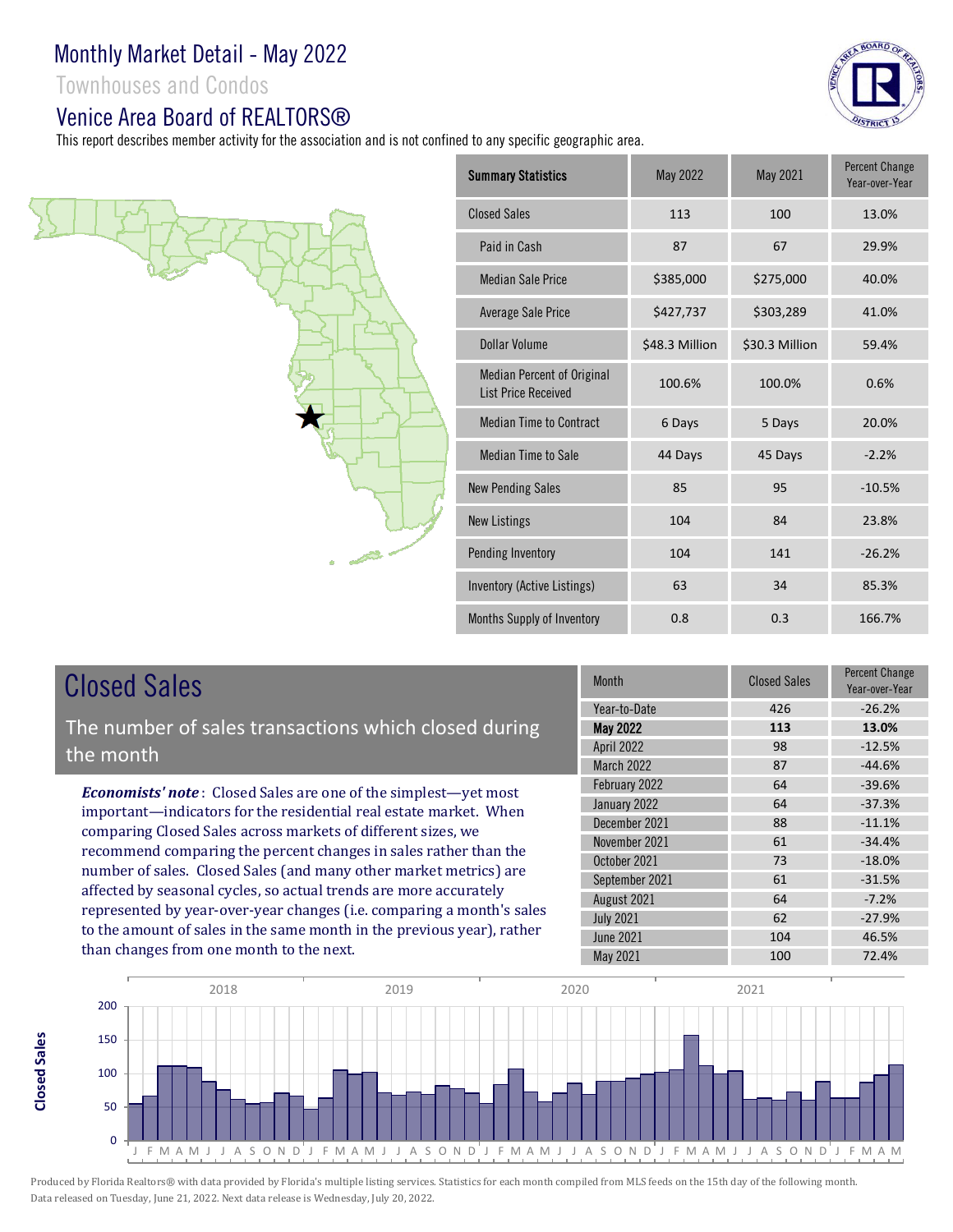# Monthly Market Detail - May 2022

## Townhouses and Condos

## Venice Area Board of REALTORS®

This report describes member activity for the association and is not confined to any specific geographic area.

| Summary Statistics | May 2022 | May 2021 | Percent Change Year-over-Year |
|---|---|---|---|
| Closed Sales | 113 | 100 | 13.0% |
| Paid in Cash | 87 | 67 | 29.9% |
| Median Sale Price | $385,000 | $275,000 | 40.0% |
| Average Sale Price | $427,737 | $303,289 | 41.0% |
| Dollar Volume | $48.3 Million | $30.3 Million | 59.4% |
| Median Percent of Original List Price Received | 100.6% | 100.0% | 0.6% |
| Median Time to Contract | 6 Days | 5 Days | 20.0% |
| Median Time to Sale | 44 Days | 45 Days | -2.2% |
| New Pending Sales | 85 | 95 | -10.5% |
| New Listings | 104 | 84 | 23.8% |
| Pending Inventory | 104 | 141 | -26.2% |
| Inventory (Active Listings) | 63 | 34 | 85.3% |
| Months Supply of Inventory | 0.8 | 0.3 | 166.7% |

## Closed Sales

The number of sales transactions which closed during the month

***Economists' note*** : Closed Sales are one of the simplest—yet most important—indicators for the residential real estate market. When comparing Closed Sales across markets of different sizes, we recommend comparing the percent changes in sales rather than the number of sales. Closed Sales (and many other market metrics) are affected by seasonal cycles, so actual trends are more accurately represented by year-over-year changes (i.e. comparing a month's sales to the amount of sales in the same month in the previous year), rather than changes from one month to the next.

| Month | Closed Sales | Percent Change Year-over-Year |
|---|---|---|
| Year-to-Date | 426 | -26.2% |
| **May 2022** | **113** | **13.0%** |
| April 2022 | 98 | -12.5% |
| March 2022 | 87 | -44.6% |
| February 2022 | 64 | -39.6% |
| January 2022 | 64 | -37.3% |
| December 2021 | 88 | -11.1% |
| November 2021 | 61 | -34.4% |
| October 2021 | 73 | -18.0% |
| September 2021 | 61 | -31.5% |
| August 2021 | 64 | -7.2% |
| July 2021 | 62 | -27.9% |
| June 2021 | 104 | 46.5% |
| May 2021 | 100 | 72.4% |

Produced by Florida Realtors® with data provided by Florida's multiple listing services. Statistics for each month compiled from MLS feeds on the 15th day of the following month. Data released on Tuesday, June 21, 2022. Next data release is Wednesday, July 20, 2022.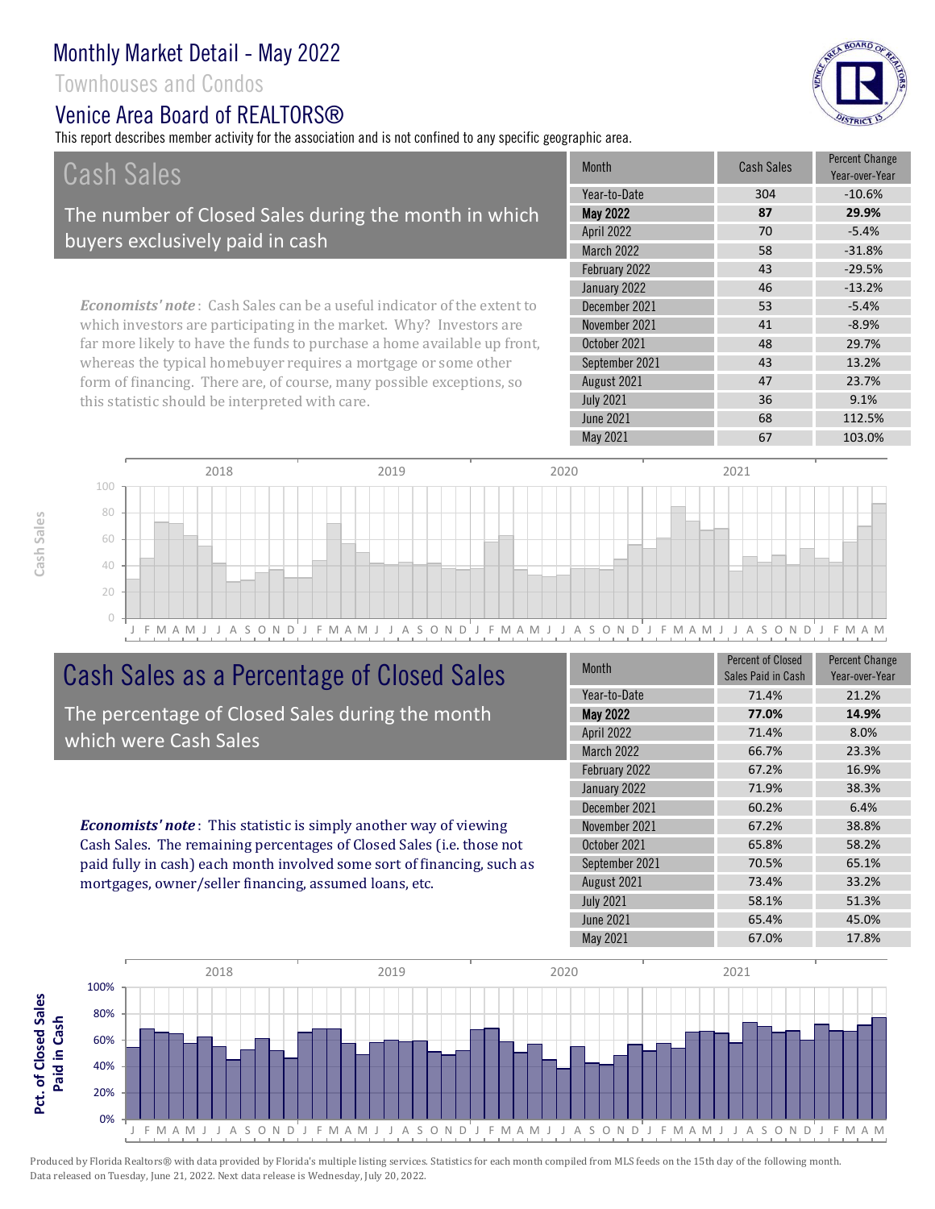# Monthly Market Detail - May 2022

Townhouses and Condos

Venice Area Board of REALTORS®

This report describes member activity for the association and is not confined to any specific geographic area.

## Cash Sales

The number of Closed Sales during the month in which buyers exclusively paid in cash

*Economists' note*: Cash Sales can be a useful indicator of the extent to which investors are participating in the market. Why? Investors are far more likely to have the funds to purchase a home available up front, whereas the typical homebuyer requires a mortgage or some other form of financing. There are, of course, many possible exceptions, so this statistic should be interpreted with care.

| Month | Cash Sales | Percent Change Year-over-Year |
|---|---|---|
| Year-to-Date | 304 | -10.6% |
| **May 2022** | **87** | **29.9%** |
| April 2022 | 70 | -5.4% |
| March 2022 | 58 | -31.8% |
| February 2022 | 43 | -29.5% |
| January 2022 | 46 | -13.2% |
| December 2021 | 53 | -5.4% |
| November 2021 | 41 | -8.9% |
| October 2021 | 48 | 29.7% |
| September 2021 | 43 | 13.2% |
| August 2021 | 47 | 23.7% |
| July 2021 | 36 | 9.1% |
| June 2021 | 68 | 112.5% |
| May 2021 | 67 | 103.0% |

## Cash Sales as a Percentage of Closed Sales

The percentage of Closed Sales during the month which were Cash Sales

*Economists' note*: This statistic is simply another way of viewing Cash Sales. The remaining percentages of Closed Sales (i.e. those not paid fully in cash) each month involved some sort of financing, such as mortgages, owner/seller financing, assumed loans, etc.

| Month | Percent of Closed Sales Paid in Cash | Percent Change Year-over-Year |
|---|---|---|
| Year-to-Date | 71.4% | 21.2% |
| **May 2022** | **77.0%** | **14.9%** |
| April 2022 | 71.4% | 8.0% |
| March 2022 | 66.7% | 23.3% |
| February 2022 | 67.2% | 16.9% |
| January 2022 | 71.9% | 38.3% |
| December 2021 | 60.2% | 6.4% |
| November 2021 | 67.2% | 38.8% |
| October 2021 | 65.8% | 58.2% |
| September 2021 | 70.5% | 65.1% |
| August 2021 | 73.4% | 33.2% |
| July 2021 | 58.1% | 51.3% |
| June 2021 | 65.4% | 45.0% |
| May 2021 | 67.0% | 17.8% |

Produced by Florida Realtors® with data provided by Florida's multiple listing services. Statistics for each month compiled from MLS feeds on the 15th day of the following month. Data released on Tuesday, June 21, 2022. Next data release is Wednesday, July 20, 2022.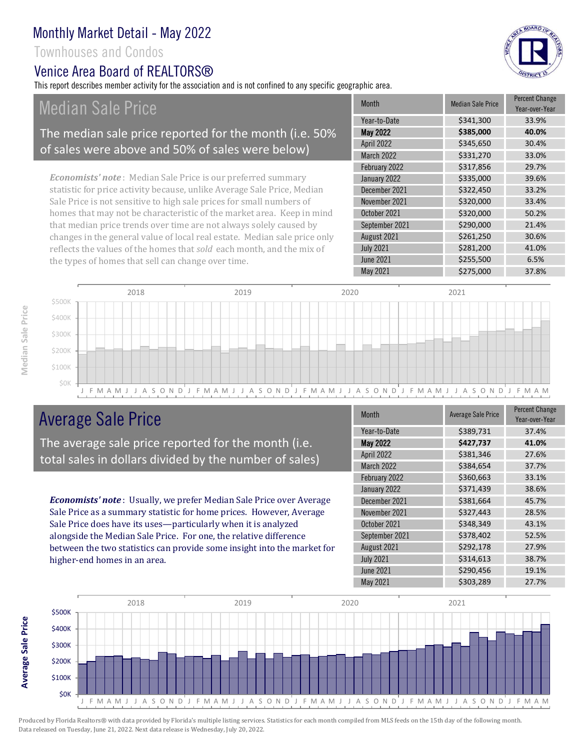# Monthly Market Detail - May 2022

## Townhouses and Condos

## Venice Area Board of REALTORS®

This report describes member activity for the association and is not confined to any specific geographic area.

## Median Sale Price

The median sale price reported for the month (i.e. 50% of sales were above and 50% of sales were below)

***Economists' note***: Median Sale Price is our preferred summary statistic for price activity because, unlike Average Sale Price, Median Sale Price is not sensitive to high sale prices for small numbers of homes that may not be characteristic of the market area. Keep in mind that median price trends over time are not always solely caused by changes in the general value of local real estate. Median sale price only reflects the values of the homes that *sold* each month, and the mix of the types of homes that sell can change over time.

| Month | Median Sale Price | Percent Change Year-over-Year |
|---|---|---|
| Year-to-Date | $341,300 | 33.9% |
| **May 2022** | **$385,000** | **40.0%** |
| April 2022 | $345,650 | 30.4% |
| March 2022 | $331,270 | 33.0% |
| February 2022 | $317,856 | 29.7% |
| January 2022 | $335,000 | 39.6% |
| December 2021 | $322,450 | 33.2% |
| November 2021 | $320,000 | 33.4% |
| October 2021 | $320,000 | 50.2% |
| September 2021 | $290,000 | 21.4% |
| August 2021 | $261,250 | 30.6% |
| July 2021 | $281,200 | 41.0% |
| June 2021 | $255,500 | 6.5% |
| May 2021 | $275,000 | 37.8% |

## Average Sale Price

The average sale price reported for the month (i.e. total sales in dollars divided by the number of sales)

***Economists' note***: Usually, we prefer Median Sale Price over Average Sale Price as a summary statistic for home prices. However, Average Sale Price does have its uses—particularly when it is analyzed alongside the Median Sale Price. For one, the relative difference between the two statistics can provide some insight into the market for higher-end homes in an area.

| Month | Average Sale Price | Percent Change Year-over-Year |
|---|---|---|
| Year-to-Date | $389,731 | 37.4% |
| **May 2022** | **$427,737** | **41.0%** |
| April 2022 | $381,346 | 27.6% |
| March 2022 | $384,654 | 37.7% |
| February 2022 | $360,663 | 33.1% |
| January 2022 | $371,439 | 38.6% |
| December 2021 | $381,664 | 45.7% |
| November 2021 | $327,443 | 28.5% |
| October 2021 | $348,349 | 43.1% |
| September 2021 | $378,402 | 52.5% |
| August 2021 | $292,178 | 27.9% |
| July 2021 | $314,613 | 38.7% |
| June 2021 | $290,456 | 19.1% |
| May 2021 | $303,289 | 27.7% |

Produced by Florida Realtors® with data provided by Florida's multiple listing services. Statistics for each month compiled from MLS feeds on the 15th day of the following month. Data released on Tuesday, June 21, 2022. Next data release is Wednesday, July 20, 2022.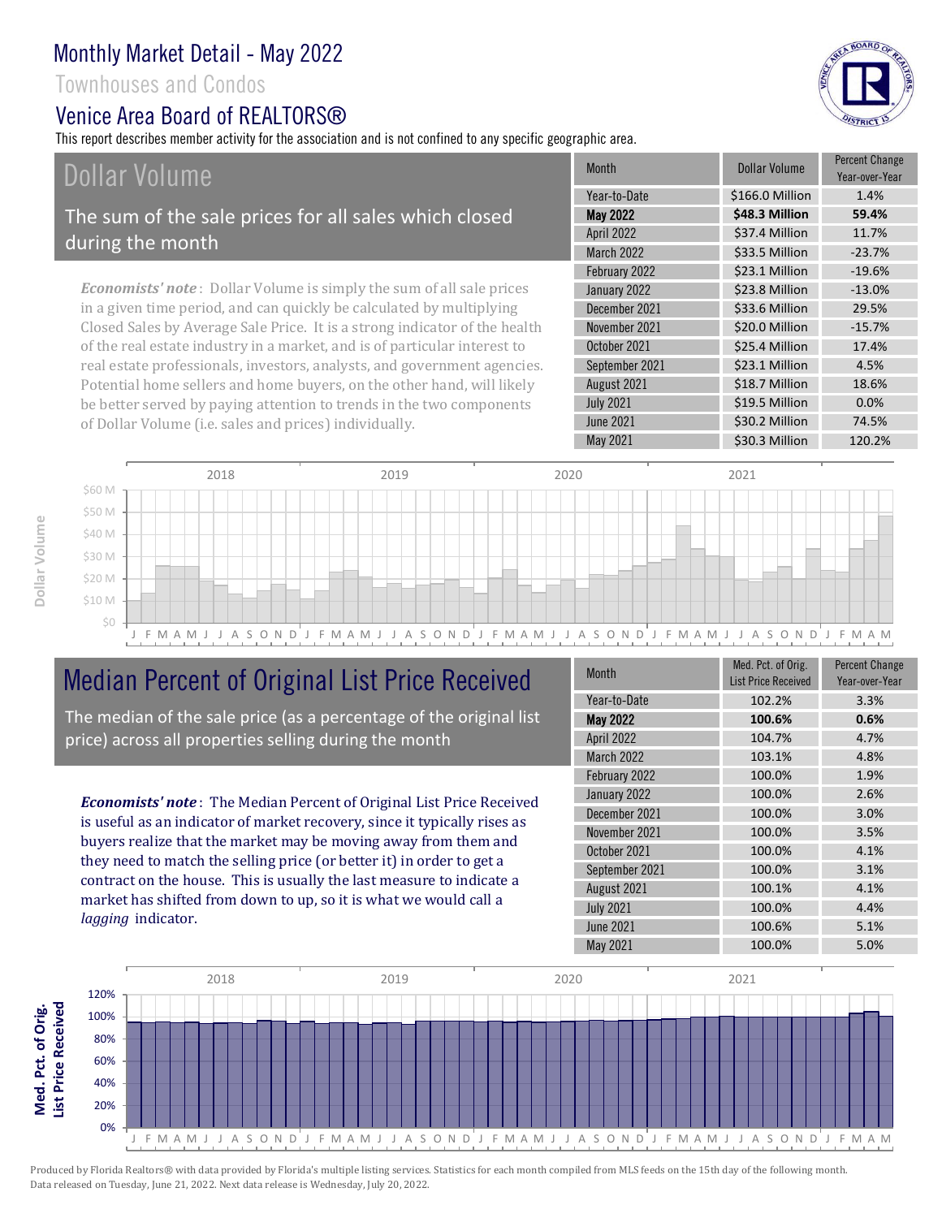# Monthly Market Detail - May 2022

Townhouses and Condos

Venice Area Board of REALTORS®

This report describes member activity for the association and is not confined to any specific geographic area.

## Dollar Volume

The sum of the sale prices for all sales which closed during the month

*Economists' note*: Dollar Volume is simply the sum of all sale prices in a given time period, and can quickly be calculated by multiplying Closed Sales by Average Sale Price. It is a strong indicator of the health of the real estate industry in a market, and is of particular interest to real estate professionals, investors, analysts, and government agencies. Potential home sellers and home buyers, on the other hand, will likely be better served by paying attention to trends in the two components of Dollar Volume (i.e. sales and prices) individually.

| Month | Dollar Volume | Percent Change Year-over-Year |
|---|---|---|
| Year-to-Date | $166.0 Million | 1.4% |
| **May 2022** | **$48.3 Million** | **59.4%** |
| April 2022 | $37.4 Million | 11.7% |
| March 2022 | $33.5 Million | -23.7% |
| February 2022 | $23.1 Million | -19.6% |
| January 2022 | $23.8 Million | -13.0% |
| December 2021 | $33.6 Million | 29.5% |
| November 2021 | $20.0 Million | -15.7% |
| October 2021 | $25.4 Million | 17.4% |
| September 2021 | $23.1 Million | 4.5% |
| August 2021 | $18.7 Million | 18.6% |
| July 2021 | $19.5 Million | 0.0% |
| June 2021 | $30.2 Million | 74.5% |
| May 2021 | $30.3 Million | 120.2% |

## Median Percent of Original List Price Received

The median of the sale price (as a percentage of the original list price) across all properties selling during the month

*Economists' note*: The Median Percent of Original List Price Received is useful as an indicator of market recovery, since it typically rises as buyers realize that the market may be moving away from them and they need to match the selling price (or better it) in order to get a contract on the house. This is usually the last measure to indicate a market has shifted from down to up, so it is what we would call a *lagging* indicator.

| Month | Med. Pct. of Orig. List Price Received | Percent Change Year-over-Year |
|---|---|---|
| Year-to-Date | 102.2% | 3.3% |
| **May 2022** | **100.6%** | **0.6%** |
| April 2022 | 104.7% | 4.7% |
| March 2022 | 103.1% | 4.8% |
| February 2022 | 100.0% | 1.9% |
| January 2022 | 100.0% | 2.6% |
| December 2021 | 100.0% | 3.0% |
| November 2021 | 100.0% | 3.5% |
| October 2021 | 100.0% | 4.1% |
| September 2021 | 100.0% | 3.1% |
| August 2021 | 100.1% | 4.1% |
| July 2021 | 100.0% | 4.4% |
| June 2021 | 100.6% | 5.1% |
| May 2021 | 100.0% | 5.0% |

Produced by Florida Realtors® with data provided by Florida's multiple listing services. Statistics for each month compiled from MLS feeds on the 15th day of the following month. Data released on Tuesday, June 21, 2022. Next data release is Wednesday, July 20, 2022.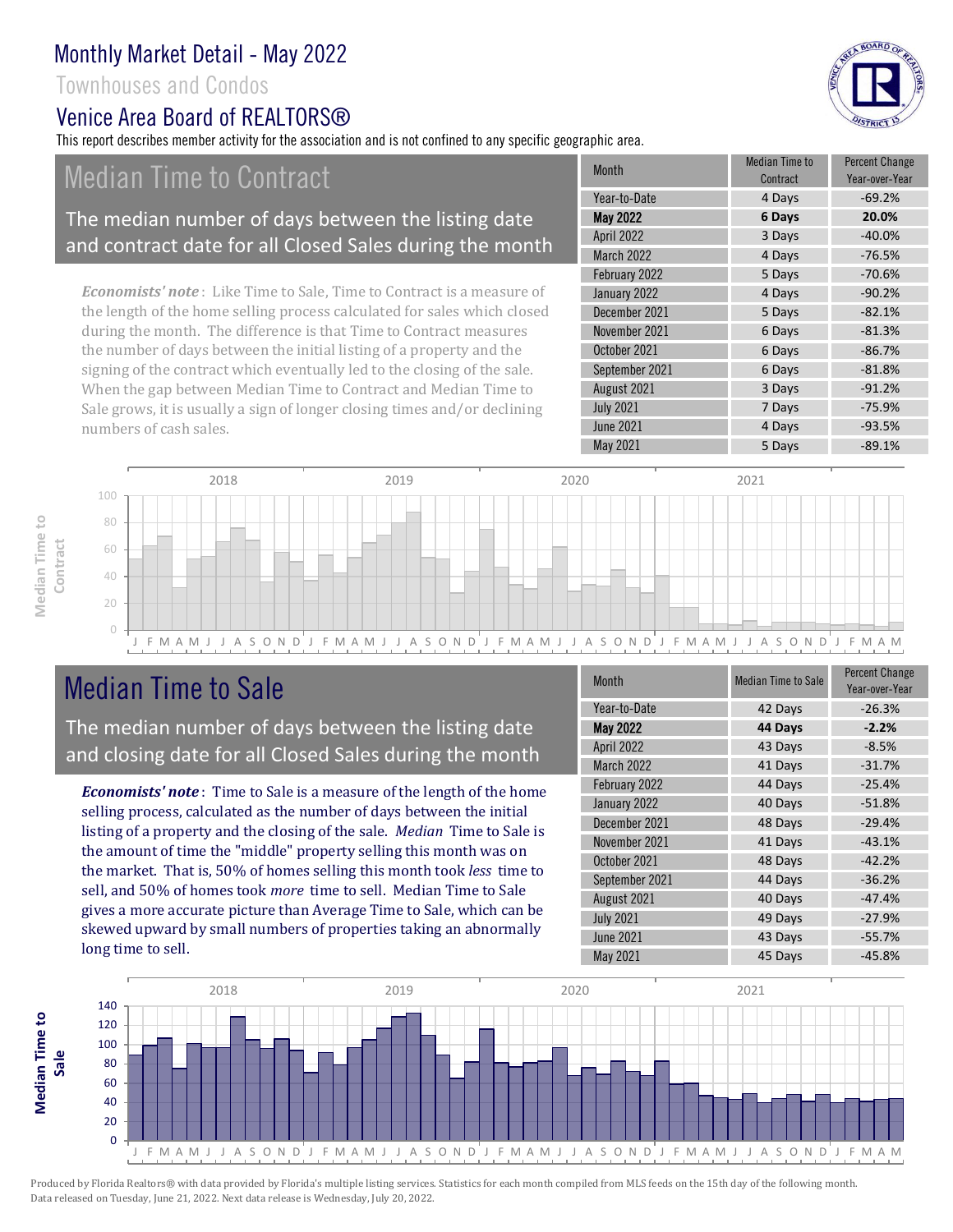# Monthly Market Detail - May 2022

Townhouses and Condos

## Venice Area Board of REALTORS®

This report describes member activity for the association and is not confined to any specific geographic area.

## Median Time to Contract

The median number of days between the listing date and contract date for all Closed Sales during the month

*Economists' note*: Like Time to Sale, Time to Contract is a measure of the length of the home selling process calculated for sales which closed during the month. The difference is that Time to Contract measures the number of days between the initial listing of a property and the signing of the contract which eventually led to the closing of the sale. When the gap between Median Time to Contract and Median Time to Sale grows, it is usually a sign of longer closing times and/or declining numbers of cash sales.

| Month | Median Time to Contract | Percent Change Year-over-Year |
|---|---|---|
| Year-to-Date | 4 Days | -69.2% |
| **May 2022** | **6 Days** | **20.0%** |
| April 2022 | 3 Days | -40.0% |
| March 2022 | 4 Days | -76.5% |
| February 2022 | 5 Days | -70.6% |
| January 2022 | 4 Days | -90.2% |
| December 2021 | 5 Days | -82.1% |
| November 2021 | 6 Days | -81.3% |
| October 2021 | 6 Days | -86.7% |
| September 2021 | 6 Days | -81.8% |
| August 2021 | 3 Days | -91.2% |
| July 2021 | 7 Days | -75.9% |
| June 2021 | 4 Days | -93.5% |
| May 2021 | 5 Days | -89.1% |

## Median Time to Sale

The median number of days between the listing date and closing date for all Closed Sales during the month

***Economists' note***: Time to Sale is a measure of the length of the home selling process, calculated as the number of days between the initial listing of a property and the closing of the sale. *Median* Time to Sale is the amount of time the "middle" property selling this month was on the market. That is, 50% of homes selling this month took *less* time to sell, and 50% of homes took *more* time to sell. Median Time to Sale gives a more accurate picture than Average Time to Sale, which can be skewed upward by small numbers of properties taking an abnormally long time to sell.

| Month | Median Time to Sale | Percent Change Year-over-Year |
|---|---|---|
| Year-to-Date | 42 Days | -26.3% |
| **May 2022** | **44 Days** | **-2.2%** |
| April 2022 | 43 Days | -8.5% |
| March 2022 | 41 Days | -31.7% |
| February 2022 | 44 Days | -25.4% |
| January 2022 | 40 Days | -51.8% |
| December 2021 | 48 Days | -29.4% |
| November 2021 | 41 Days | -43.1% |
| October 2021 | 48 Days | -42.2% |
| September 2021 | 44 Days | -36.2% |
| August 2021 | 40 Days | -47.4% |
| July 2021 | 49 Days | -27.9% |
| June 2021 | 43 Days | -55.7% |
| May 2021 | 45 Days | -45.8% |

Produced by Florida Realtors® with data provided by Florida's multiple listing services. Statistics for each month compiled from MLS feeds on the 15th day of the following month. Data released on Tuesday, June 21, 2022. Next data release is Wednesday, July 20, 2022.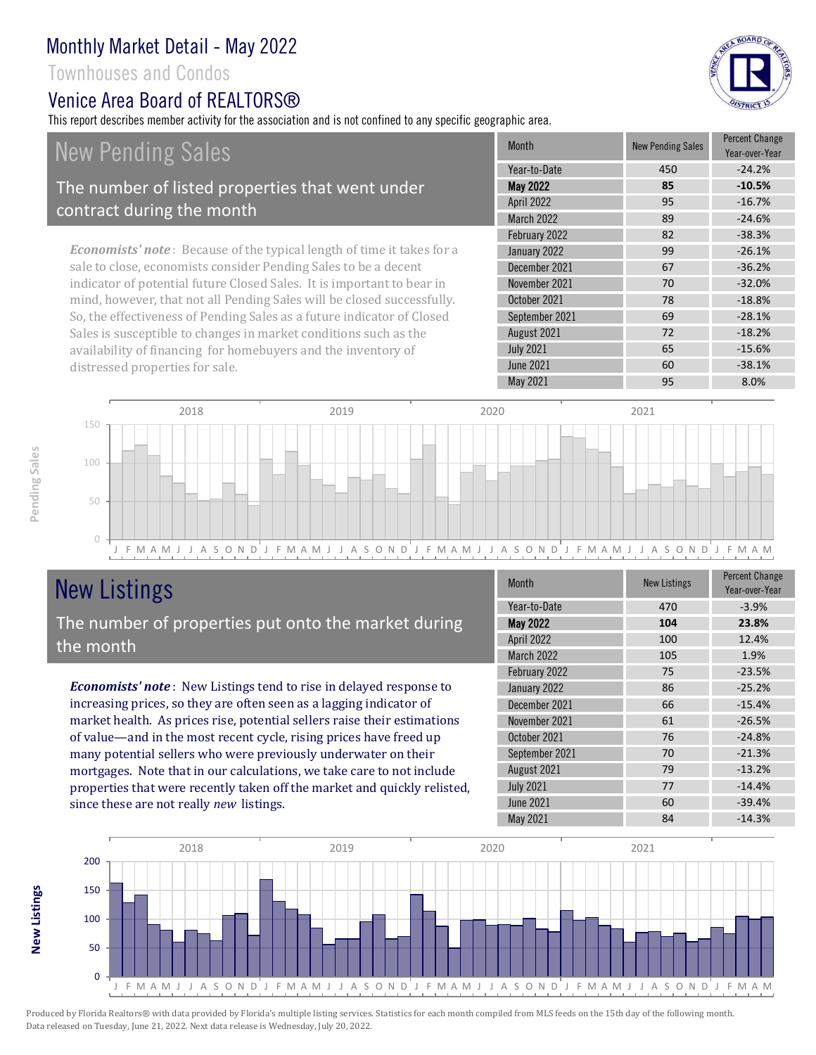# Monthly Market Detail - May 2022

Townhouses and Condos

Venice Area Board of REALTORS®

This report describes member activity for the association and is not confined to any specific geographic area.

## New Pending Sales

The number of listed properties that went under contract during the month

***Economists' note***: Because of the typical length of time it takes for a sale to close, economists consider Pending Sales to be a decent indicator of potential future Closed Sales. It is important to bear in mind, however, that not all Pending Sales will be closed successfully. So, the effectiveness of Pending Sales as a future indicator of Closed Sales is susceptible to changes in market conditions such as the availability of financing for homebuyers and the inventory of distressed properties for sale.

| Month | New Pending Sales | Percent Change Year-over-Year |
|---|---|---|
| Year-to-Date | 450 | -24.2% |
| **May 2022** | **85** | **-10.5%** |
| April 2022 | 95 | -16.7% |
| March 2022 | 89 | -24.6% |
| February 2022 | 82 | -38.3% |
| January 2022 | 99 | -26.1% |
| December 2021 | 67 | -36.2% |
| November 2021 | 70 | -32.0% |
| October 2021 | 78 | -18.8% |
| September 2021 | 69 | -28.1% |
| August 2021 | 72 | -18.2% |
| July 2021 | 65 | -15.6% |
| June 2021 | 60 | -38.1% |
| May 2021 | 95 | 8.0% |

## New Listings

The number of properties put onto the market during the month

***Economists' note***: New Listings tend to rise in delayed response to increasing prices, so they are often seen as a lagging indicator of market health. As prices rise, potential sellers raise their estimations of value—and in the most recent cycle, rising prices have freed up many potential sellers who were previously underwater on their mortgages. Note that in our calculations, we take care to not include properties that were recently taken off the market and quickly relisted, since these are not really *new* listings.

| Month | New Listings | Percent Change Year-over-Year |
|---|---|---|
| Year-to-Date | 470 | -3.9% |
| **May 2022** | **104** | **23.8%** |
| April 2022 | 100 | 12.4% |
| March 2022 | 105 | 1.9% |
| February 2022 | 75 | -23.5% |
| January 2022 | 86 | -25.2% |
| December 2021 | 66 | -15.4% |
| November 2021 | 61 | -26.5% |
| October 2021 | 76 | -24.8% |
| September 2021 | 70 | -21.3% |
| August 2021 | 79 | -13.2% |
| July 2021 | 77 | -14.4% |
| June 2021 | 60 | -39.4% |
| May 2021 | 84 | -14.3% |

Produced by Florida Realtors® with data provided by Florida's multiple listing services. Statistics for each month compiled from MLS feeds on the 15th day of the following month. Data released on Tuesday, June 21, 2022. Next data release is Wednesday, July 20, 2022.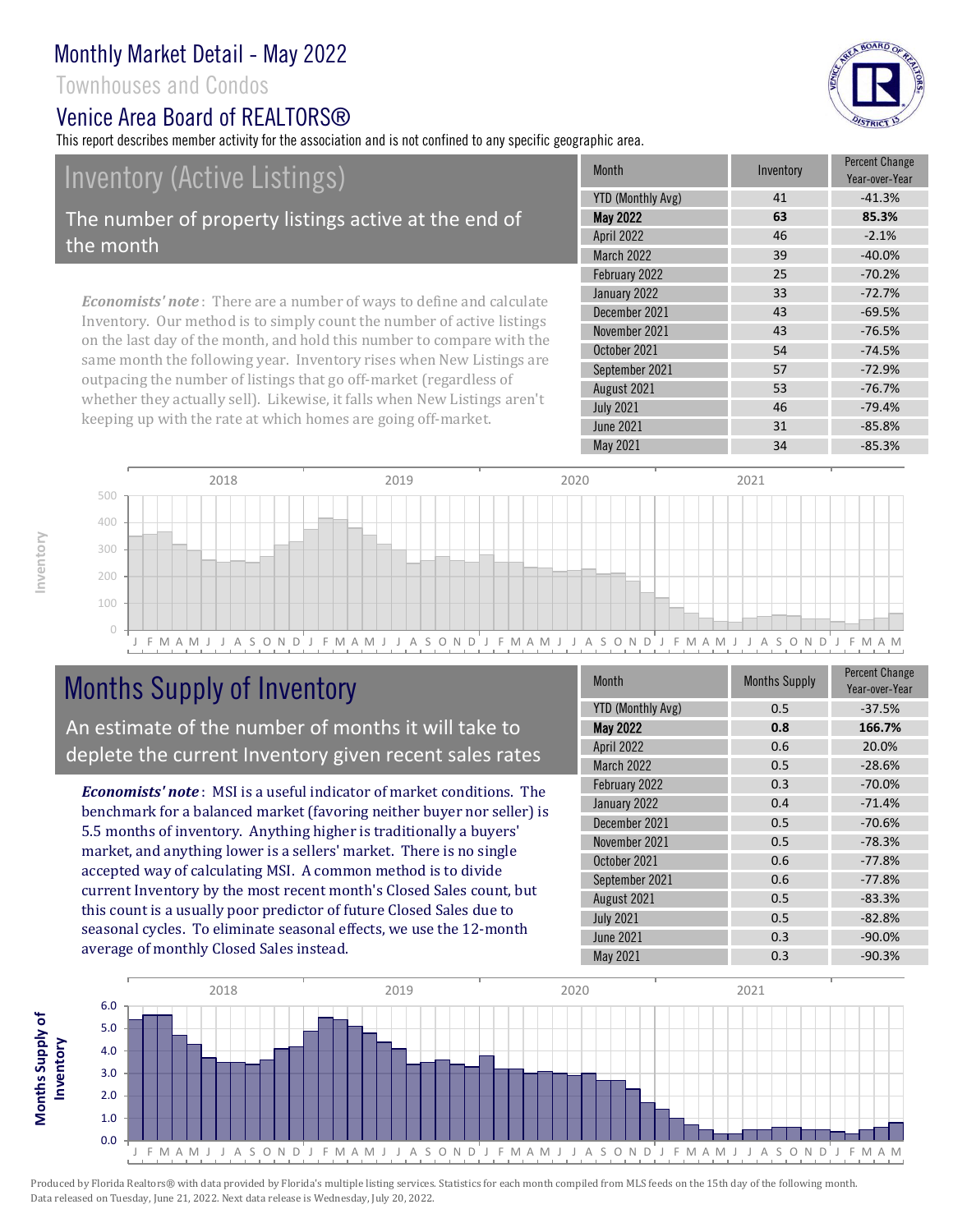# Monthly Market Detail - May 2022

Townhouses and Condos

## Venice Area Board of REALTORS®

This report describes member activity for the association and is not confined to any specific geographic area.

## Inventory (Active Listings)

The number of property listings active at the end of the month

*Economists' note*: There are a number of ways to define and calculate Inventory. Our method is to simply count the number of active listings on the last day of the month, and hold this number to compare with the same month the following year. Inventory rises when New Listings are outpacing the number of listings that go off-market (regardless of whether they actually sell). Likewise, it falls when New Listings aren't keeping up with the rate at which homes are going off-market.

| Month | Inventory | Percent Change Year-over-Year |
|---|---|---|
| YTD (Monthly Avg) | 41 | -41.3% |
| **May 2022** | **63** | **85.3%** |
| April 2022 | 46 | -2.1% |
| March 2022 | 39 | -40.0% |
| February 2022 | 25 | -70.2% |
| January 2022 | 33 | -72.7% |
| December 2021 | 43 | -69.5% |
| November 2021 | 43 | -76.5% |
| October 2021 | 54 | -74.5% |
| September 2021 | 57 | -72.9% |
| August 2021 | 53 | -76.7% |
| July 2021 | 46 | -79.4% |
| June 2021 | 31 | -85.8% |
| May 2021 | 34 | -85.3% |

## Months Supply of Inventory

An estimate of the number of months it will take to deplete the current Inventory given recent sales rates

***Economists' note***: MSI is a useful indicator of market conditions. The benchmark for a balanced market (favoring neither buyer nor seller) is 5.5 months of inventory. Anything higher is traditionally a buyers' market, and anything lower is a sellers' market. There is no single accepted way of calculating MSI. A common method is to divide current Inventory by the most recent month's Closed Sales count, but this count is a usually poor predictor of future Closed Sales due to seasonal cycles. To eliminate seasonal effects, we use the 12-month average of monthly Closed Sales instead.

| Month | Months Supply | Percent Change Year-over-Year |
|---|---|---|
| YTD (Monthly Avg) | 0.5 | -37.5% |
| **May 2022** | **0.8** | **166.7%** |
| April 2022 | 0.6 | 20.0% |
| March 2022 | 0.5 | -28.6% |
| February 2022 | 0.3 | -70.0% |
| January 2022 | 0.4 | -71.4% |
| December 2021 | 0.5 | -70.6% |
| November 2021 | 0.5 | -78.3% |
| October 2021 | 0.6 | -77.8% |
| September 2021 | 0.6 | -77.8% |
| August 2021 | 0.5 | -83.3% |
| July 2021 | 0.5 | -82.8% |
| June 2021 | 0.3 | -90.0% |
| May 2021 | 0.3 | -90.3% |

Produced by Florida Realtors® with data provided by Florida's multiple listing services. Statistics for each month compiled from MLS feeds on the 15th day of the following month. Data released on Tuesday, June 21, 2022. Next data release is Wednesday, July 20, 2022.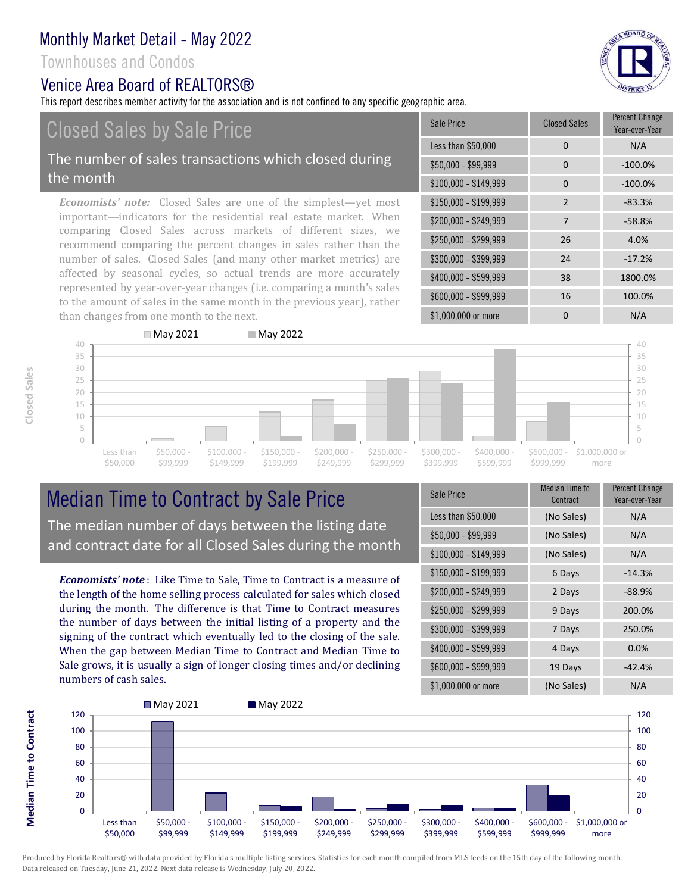# Monthly Market Detail - May 2022

Townhouses and Condos

## Venice Area Board of REALTORS®

This report describes member activity for the association and is not confined to any specific geographic area.

## Closed Sales by Sale Price

The number of sales transactions which closed during the month

*Economists' note:* Closed Sales are one of the simplest—yet most important—indicators for the residential real estate market. When comparing Closed Sales across markets of different sizes, we recommend comparing the percent changes in sales rather than the number of sales. Closed Sales (and many other market metrics) are affected by seasonal cycles, so actual trends are more accurately represented by year-over-year changes (i.e. comparing a month's sales to the amount of sales in the same month in the previous year), rather than changes from one month to the next.

| Sale Price | Closed Sales | Percent Change Year-over-Year |
|---|---|---|
| Less than $50,000 | 0 | N/A |
| $50,000 - $99,999 | 0 | -100.0% |
| $100,000 - $149,999 | 0 | -100.0% |
| $150,000 - $199,999 | 2 | -83.3% |
| $200,000 - $249,999 | 7 | -58.8% |
| $250,000 - $299,999 | 26 | 4.0% |
| $300,000 - $399,999 | 24 | -17.2% |
| $400,000 - $599,999 | 38 | 1800.0% |
| $600,000 - $999,999 | 16 | 100.0% |
| $1,000,000 or more | 0 | N/A |

## Median Time to Contract by Sale Price

The median number of days between the listing date and contract date for all Closed Sales during the month

***Economists' note***: Like Time to Sale, Time to Contract is a measure of the length of the home selling process calculated for sales which closed during the month. The difference is that Time to Contract measures the number of days between the initial listing of a property and the signing of the contract which eventually led to the closing of the sale. When the gap between Median Time to Contract and Median Time to Sale grows, it is usually a sign of longer closing times and/or declining numbers of cash sales.

| Sale Price | Median Time to Contract | Percent Change Year-over-Year |
|---|---|---|
| Less than $50,000 | (No Sales) | N/A |
| $50,000 - $99,999 | (No Sales) | N/A |
| $100,000 - $149,999 | (No Sales) | N/A |
| $150,000 - $199,999 | 6 Days | -14.3% |
| $200,000 - $249,999 | 2 Days | -88.9% |
| $250,000 - $299,999 | 9 Days | 200.0% |
| $300,000 - $399,999 | 7 Days | 250.0% |
| $400,000 - $599,999 | 4 Days | 0.0% |
| $600,000 - $999,999 | 19 Days | -42.4% |
| $1,000,000 or more | (No Sales) | N/A |

Produced by Florida Realtors® with data provided by Florida's multiple listing services. Statistics for each month compiled from MLS feeds on the 15th day of the following month. Data released on Tuesday, June 21, 2022. Next data release is Wednesday, July 20, 2022.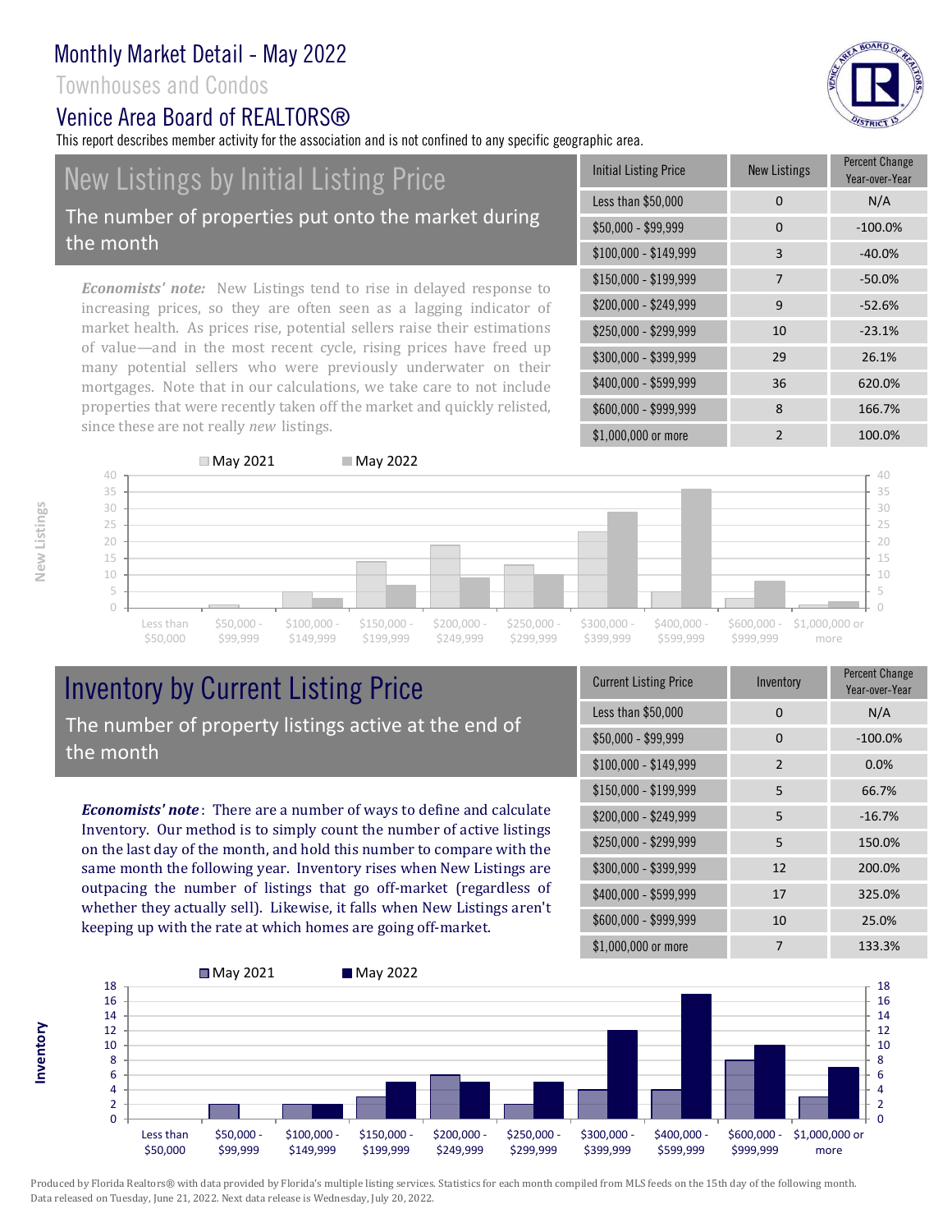# Monthly Market Detail - May 2022

Townhouses and Condos

Venice Area Board of REALTORS®

This report describes member activity for the association and is not confined to any specific geographic area.

## New Listings by Initial Listing Price

The number of properties put onto the market during the month

*Economists' note:* New Listings tend to rise in delayed response to increasing prices, so they are often seen as a lagging indicator of market health. As prices rise, potential sellers raise their estimations of value—and in the most recent cycle, rising prices have freed up many potential sellers who were previously underwater on their mortgages. Note that in our calculations, we take care to not include properties that were recently taken off the market and quickly relisted, since these are not really *new* listings.

| Initial Listing Price | New Listings | Percent Change Year-over-Year |
|---|---|---|
| Less than $50,000 | 0 | N/A |
| $50,000 - $99,999 | 0 | -100.0% |
| $100,000 - $149,999 | 3 | -40.0% |
| $150,000 - $199,999 | 7 | -50.0% |
| $200,000 - $249,999 | 9 | -52.6% |
| $250,000 - $299,999 | 10 | -23.1% |
| $300,000 - $399,999 | 29 | 26.1% |
| $400,000 - $599,999 | 36 | 620.0% |
| $600,000 - $999,999 | 8 | 166.7% |
| $1,000,000 or more | 2 | 100.0% |

## Inventory by Current Listing Price

The number of property listings active at the end of the month

***Economists' note*:** There are a number of ways to define and calculate Inventory. Our method is to simply count the number of active listings on the last day of the month, and hold this number to compare with the same month the following year. Inventory rises when New Listings are outpacing the number of listings that go off-market (regardless of whether they actually sell). Likewise, it falls when New Listings aren't keeping up with the rate at which homes are going off-market.

| Current Listing Price | Inventory | Percent Change Year-over-Year |
|---|---|---|
| Less than $50,000 | 0 | N/A |
| $50,000 - $99,999 | 0 | -100.0% |
| $100,000 - $149,999 | 2 | 0.0% |
| $150,000 - $199,999 | 5 | 66.7% |
| $200,000 - $249,999 | 5 | -16.7% |
| $250,000 - $299,999 | 5 | 150.0% |
| $300,000 - $399,999 | 12 | 200.0% |
| $400,000 - $599,999 | 17 | 325.0% |
| $600,000 - $999,999 | 10 | 25.0% |
| $1,000,000 or more | 7 | 133.3% |

Produced by Florida Realtors® with data provided by Florida's multiple listing services. Statistics for each month compiled from MLS feeds on the 15th day of the following month. Data released on Tuesday, June 21, 2022. Next data release is Wednesday, July 20, 2022.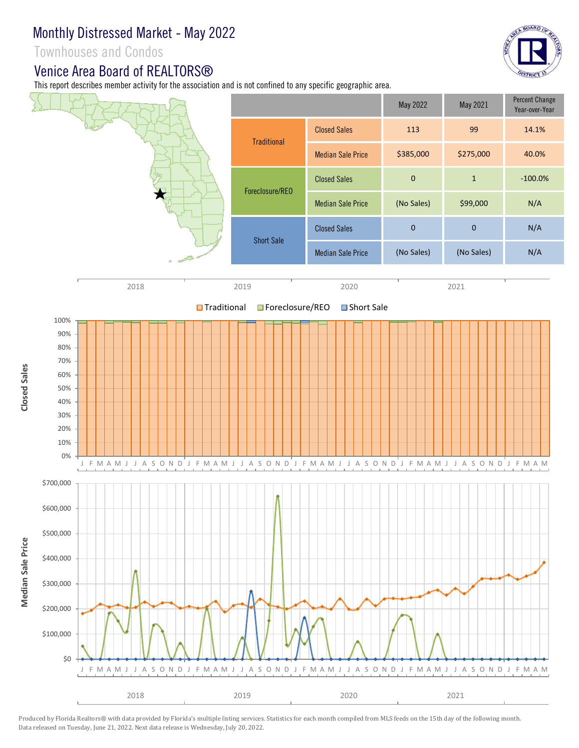# Monthly Distressed Market - May 2022

## Townhouses and Condos

## Venice Area Board of REALTORS®

This report describes member activity for the association and is not confined to any specific geographic area.

| | | May 2022 | May 2021 | Percent Change Year-over-Year |
|---|---|---|---|---|
| Traditional | Closed Sales | 113 | 99 | 14.1% |
| | Median Sale Price | $385,000 | $275,000 | 40.0% |
| Foreclosure/REO | Closed Sales | 0 | 1 | -100.0% |
| | Median Sale Price | (No Sales) | $99,000 | N/A |
| Short Sale | Closed Sales | 0 | 0 | N/A |
| | Median Sale Price | (No Sales) | (No Sales) | N/A |

2018 2019 2020 2021

Traditional Foreclosure/REO Short Sale

Closed Sales

100% 90% 80% 70% 60% 50% 40% 30% 20% 10% 0%

J F M A M J J A S O N D J F M A M J J A S O N D J F M A M J J A S O N D J F M A M J J A S O N D J F M A M

Median Sale Price

$700,000 $600,000 $500,000 $400,000 $300,000 $200,000 $100,000 $0

J F M A M J J A S O N D J F M A M J J A S O N D J F M A M J J A S O N D J F M A M J J A S O N D J F M A M

2018 2019 2020 2021

Produced by Florida Realtors® with data provided by Florida's multiple listing services. Statistics for each month compiled from MLS feeds on the 15th day of the following month.
Data released on Tuesday, June 21, 2022. Next data release is Wednesday, July 20, 2022.